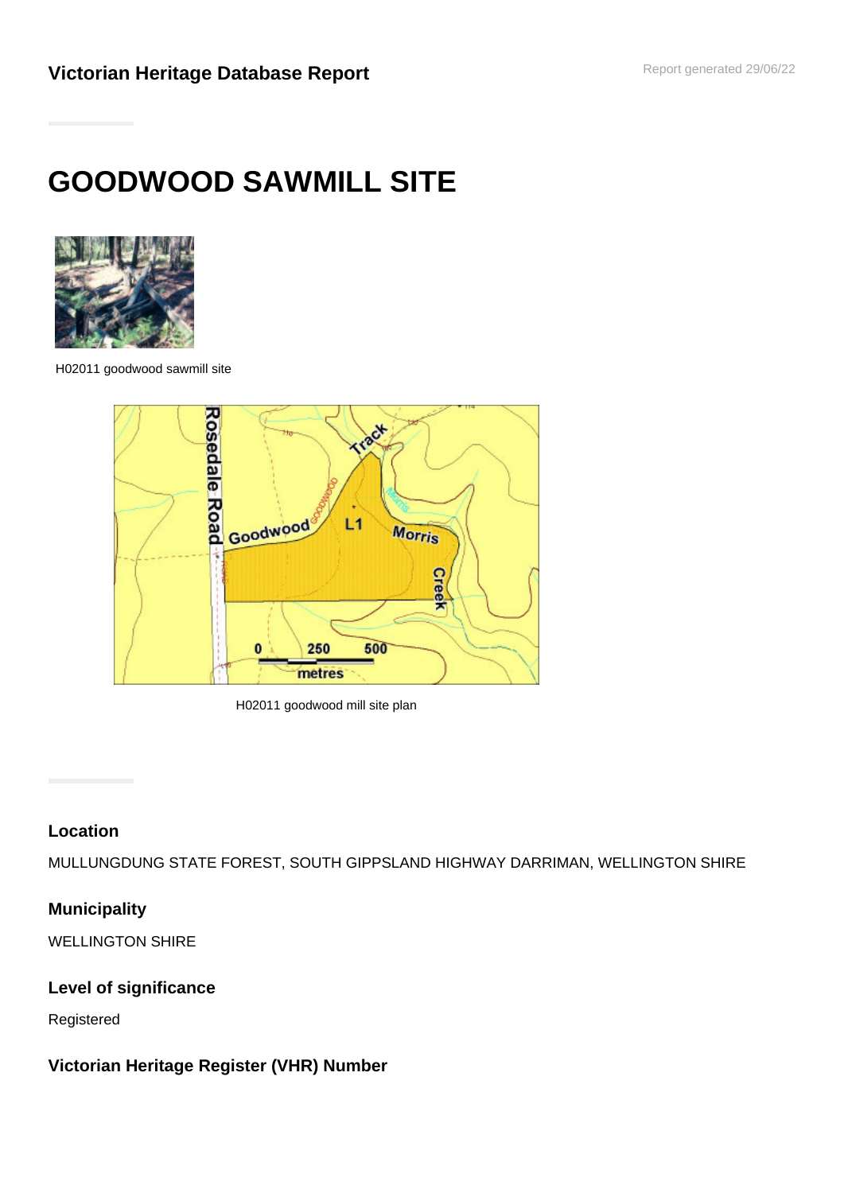Victorian Heritage Database Report

# GOODWOOD SAWMILL SITE

H02011 goodwood sawmill site

H02011 goodwood mill site plan

## Location

MULLUNGDUNG STATE FOREST, SOUTH GIPPSLAND HIGHWAY DARRIMAN, WELLINGTON SHIRE

## Municipality

WELLINGTON SHIRE

## Level of significance

Registered

## Victorian Heritage Register (VHR) Number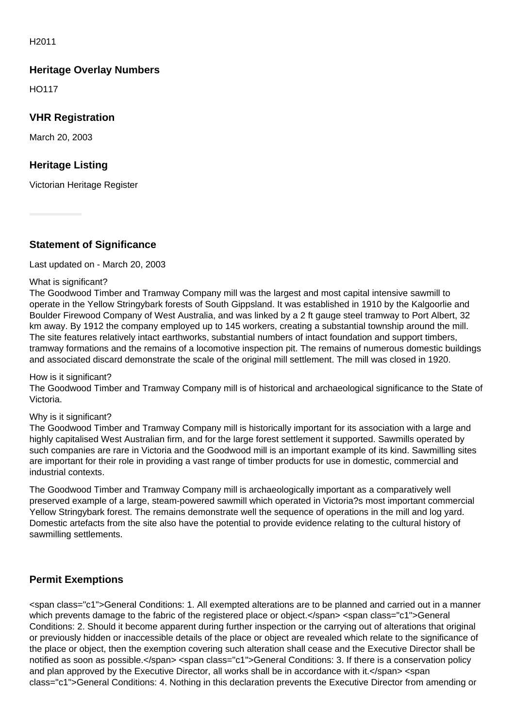H2011

## Heritage Overlay Numbers

HO117

## VHR Registration

March 20, 2003

## Heritage Listing

Victorian Heritage Register

## Statement of Significance

Last updated on - March 20, 2003

What is significant?
The Goodwood Timber and Tramway Company mill was the largest and most capital intensive sawmill to operate in the Yellow Stringybark forests of South Gippsland. It was established in 1910 by the Kalgoorlie and Boulder Firewood Company of West Australia, and was linked by a 2 ft gauge steel tramway to Port Albert, 32 km away. By 1912 the company employed up to 145 workers, creating a substantial township around the mill. The site features relatively intact earthworks, substantial numbers of intact foundation and support timbers, tramway formations and the remains of a locomotive inspection pit. The remains of numerous domestic buildings and associated discard demonstrate the scale of the original mill settlement. The mill was closed in 1920.

How is it significant?
The Goodwood Timber and Tramway Company mill is of historical and archaeological significance to the State of Victoria.

Why is it significant?
The Goodwood Timber and Tramway Company mill is historically important for its association with a large and highly capitalised West Australian firm, and for the large forest settlement it supported. Sawmills operated by such companies are rare in Victoria and the Goodwood mill is an important example of its kind. Sawmilling sites are important for their role in providing a vast range of timber products for use in domestic, commercial and industrial contexts.

The Goodwood Timber and Tramway Company mill is archaeologically important as a comparatively well preserved example of a large, steam-powered sawmill which operated in Victoria?s most important commercial Yellow Stringybark forest. The remains demonstrate well the sequence of operations in the mill and log yard. Domestic artefacts from the site also have the potential to provide evidence relating to the cultural history of sawmilling settlements.

## Permit Exemptions

<span class="c1">General Conditions: 1. All exempted alterations are to be planned and carried out in a manner which prevents damage to the fabric of the registered place or object.</span> <span class="c1">General Conditions: 2. Should it become apparent during further inspection or the carrying out of alterations that original or previously hidden or inaccessible details of the place or object are revealed which relate to the significance of the place or object, then the exemption covering such alteration shall cease and the Executive Director shall be notified as soon as possible.</span> <span class="c1">General Conditions: 3. If there is a conservation policy and plan approved by the Executive Director, all works shall be in accordance with it.</span> <span class="c1">General Conditions: 4. Nothing in this declaration prevents the Executive Director from amending or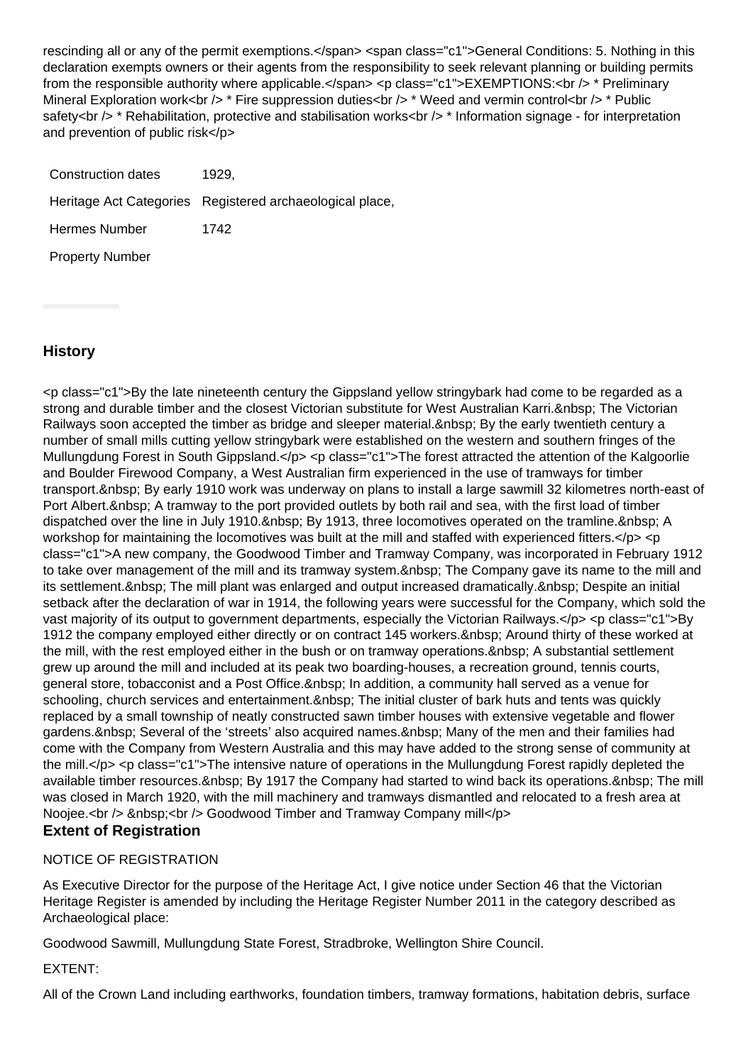rescinding all or any of the permit exemptions.</span> <span class="c1">General Conditions: 5. Nothing in this declaration exempts owners or their agents from the responsibility to seek relevant planning or building permits from the responsible authority where applicable.</span> <p class="c1">EXEMPTIONS:<br /> * Preliminary Mineral Exploration work<br /> * Fire suppression duties<br /> * Weed and vermin control<br /> * Public safety<br /> * Rehabilitation, protective and stabilisation works<br /> * Information signage - for interpretation and prevention of public risk</p>

| | |
|---|---|
| Construction dates | 1929, |
| Heritage Act Categories | Registered archaeological place, |
| Hermes Number | 1742 |
| Property Number | |

## History

<p class="c1">By the late nineteenth century the Gippsland yellow stringybark had come to be regarded as a strong and durable timber and the closest Victorian substitute for West Australian Karri.&nbsp; The Victorian Railways soon accepted the timber as bridge and sleeper material.&nbsp; By the early twentieth century a number of small mills cutting yellow stringybark were established on the western and southern fringes of the Mullungdung Forest in South Gippsland.</p> <p class="c1">The forest attracted the attention of the Kalgoorlie and Boulder Firewood Company, a West Australian firm experienced in the use of tramways for timber transport.&nbsp; By early 1910 work was underway on plans to install a large sawmill 32 kilometres north-east of Port Albert.&nbsp; A tramway to the port provided outlets by both rail and sea, with the first load of timber dispatched over the line in July 1910.&nbsp; By 1913, three locomotives operated on the tramline.&nbsp; A workshop for maintaining the locomotives was built at the mill and staffed with experienced fitters.</p> <p class="c1">A new company, the Goodwood Timber and Tramway Company, was incorporated in February 1912 to take over management of the mill and its tramway system.&nbsp; The Company gave its name to the mill and its settlement.&nbsp; The mill plant was enlarged and output increased dramatically.&nbsp; Despite an initial setback after the declaration of war in 1914, the following years were successful for the Company, which sold the vast majority of its output to government departments, especially the Victorian Railways.</p> <p class="c1">By 1912 the company employed either directly or on contract 145 workers.&nbsp; Around thirty of these worked at the mill, with the rest employed either in the bush or on tramway operations.&nbsp; A substantial settlement grew up around the mill and included at its peak two boarding-houses, a recreation ground, tennis courts, general store, tobacconist and a Post Office.&nbsp; In addition, a community hall served as a venue for schooling, church services and entertainment.&nbsp; The initial cluster of bark huts and tents was quickly replaced by a small township of neatly constructed sawn timber houses with extensive vegetable and flower gardens.&nbsp; Several of the 'streets' also acquired names.&nbsp; Many of the men and their families had come with the Company from Western Australia and this may have added to the strong sense of community at the mill.</p> <p class="c1">The intensive nature of operations in the Mullungdung Forest rapidly depleted the available timber resources.&nbsp; By 1917 the Company had started to wind back its operations.&nbsp; The mill was closed in March 1920, with the mill machinery and tramways dismantled and relocated to a fresh area at Noojee.<br /> &nbsp;<br /> Goodwood Timber and Tramway Company mill</p>

## Extent of Registration

NOTICE OF REGISTRATION

As Executive Director for the purpose of the Heritage Act, I give notice under Section 46 that the Victorian Heritage Register is amended by including the Heritage Register Number 2011 in the category described as Archaeological place:

Goodwood Sawmill, Mullungdung State Forest, Stradbroke, Wellington Shire Council.

EXTENT:

All of the Crown Land including earthworks, foundation timbers, tramway formations, habitation debris, surface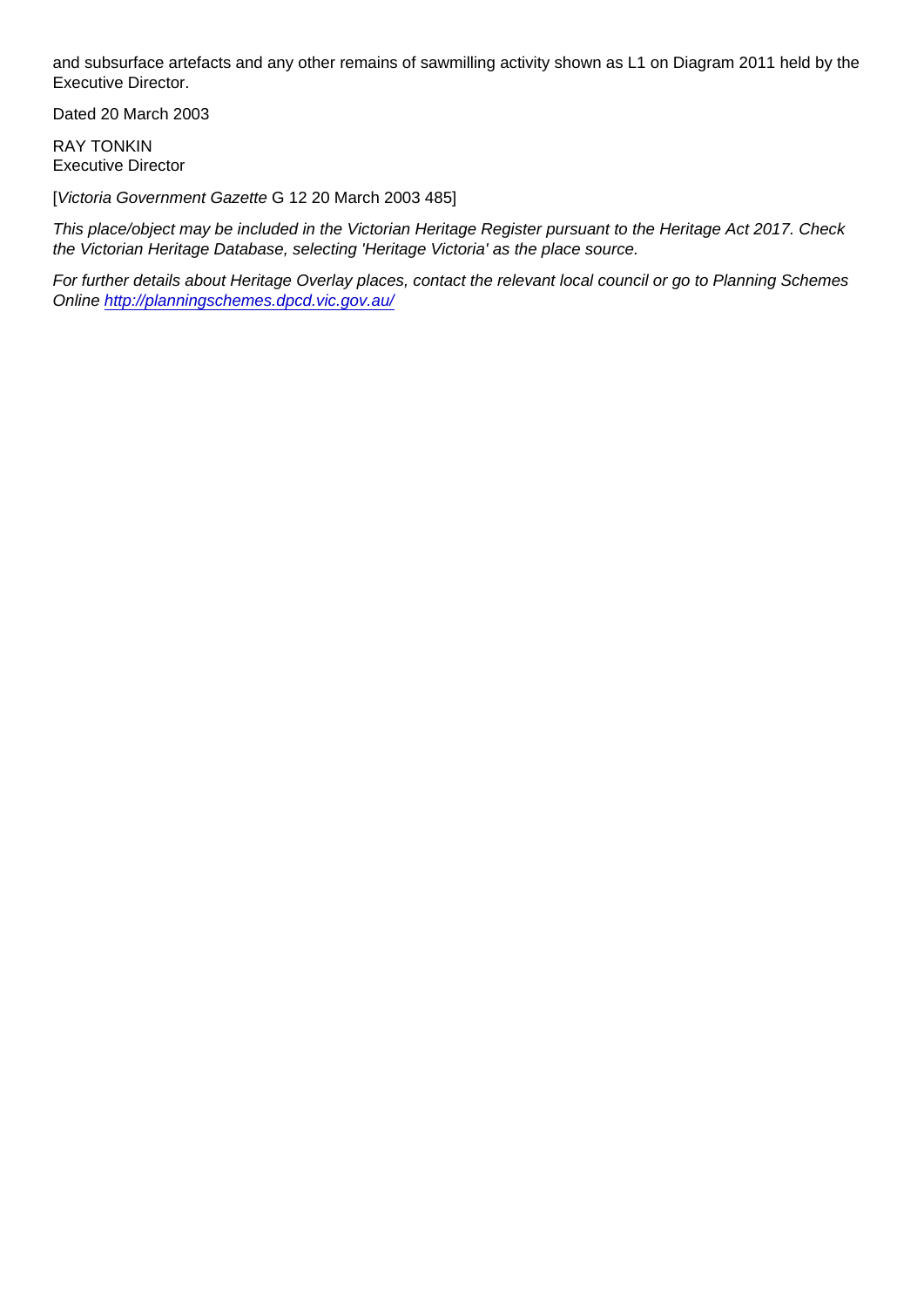and subsurface artefacts and any other remains of sawmilling activity shown as L1 on Diagram 2011 held by the Executive Director.

Dated 20 March 2003

RAY TONKIN
Executive Director

[*Victoria Government Gazette* G 12 20 March 2003 485]

*This place/object may be included in the Victorian Heritage Register pursuant to the Heritage Act 2017. Check the Victorian Heritage Database, selecting 'Heritage Victoria' as the place source.*

*For further details about Heritage Overlay places, contact the relevant local council or go to Planning Schemes Online [http://planningschemes.dpcd.vic.gov.au/](http://planningschemes.dpcd.vic.gov.au/)*